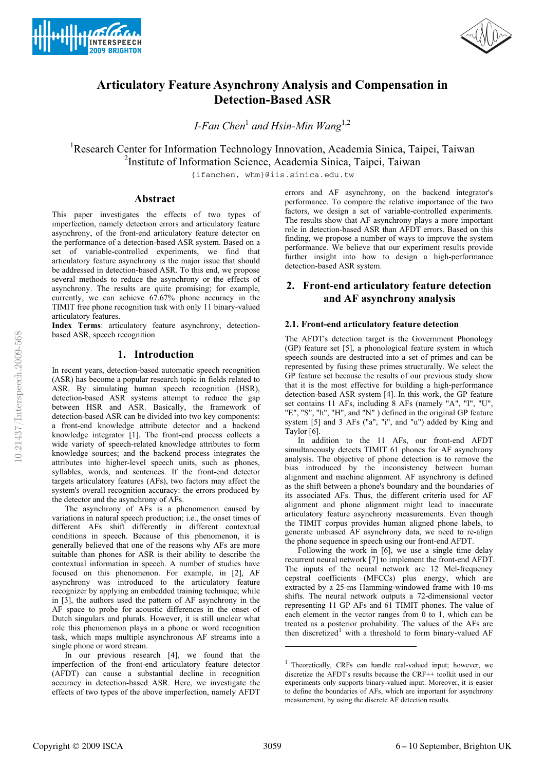# Articulatory Feature Asynchrony Analysis and Compensation in Detection-Based ASR

*I-Fan Chen*[1] *and Hsin-Min Wang*[1,2]

[1]Research Center for Information Technology Innovation, Academia Sinica, Taipei, Taiwan
[2]Institute of Information Science, Academia Sinica, Taipei, Taiwan

{ifanchen, whm}@iis.sinica.edu.tw

## Abstract

This paper investigates the effects of two types of imperfection, namely detection errors and articulatory feature asynchrony, of the front-end articulatory feature detector on the performance of a detection-based ASR system. Based on a set of variable-controlled experiments, we find that articulatory feature asynchrony is the major issue that should be addressed in detection-based ASR. To this end, we propose several methods to reduce the asynchrony or the effects of asynchrony. The results are quite promising; for example, currently, we can achieve 67.67% phone accuracy in the TIMIT free phone recognition task with only 11 binary-valued articulatory features.

**Index Terms**: articulatory feature asynchrony, detection-based ASR, speech recognition

## 1. Introduction

In recent years, detection-based automatic speech recognition (ASR) has become a popular research topic in fields related to ASR. By simulating human speech recognition (HSR), detection-based ASR systems attempt to reduce the gap between HSR and ASR. Basically, the framework of detection-based ASR can be divided into two key components: a front-end knowledge attribute detector and a backend knowledge integrator [1]. The front-end process collects a wide variety of speech-related knowledge attributes to form knowledge sources; and the backend process integrates the attributes into higher-level speech units, such as phones, syllables, words, and sentences. If the front-end detector targets articulatory features (AFs), two factors may affect the system's overall recognition accuracy: the errors produced by the detector and the asynchrony of AFs.

The asynchrony of AFs is a phenomenon caused by variations in natural speech production; i.e., the onset times of different AFs shift differently in different contextual conditions in speech. Because of this phenomenon, it is generally believed that one of the reasons why AFs are more suitable than phones for ASR is their ability to describe the contextual information in speech. A number of studies have focused on this phenomenon. For example, in [2], AF asynchrony was introduced to the articulatory feature recognizer by applying an embedded training technique; while in [3], the authors used the pattern of AF asynchrony in the AF space to probe for acoustic differences in the context of Dutch singulars and plurals. However, it is still unclear what role this phenomenon plays in a phone or word recognition task, which maps multiple asynchronous AF streams into a single phone or word stream.

In our previous research [4], we found that the imperfection of the front-end articulatory feature detector (AFDT) can cause a substantial decline in recognition accuracy in detection-based ASR. Here, we investigate the effects of two types of the above imperfection, namely AFDT errors and AF asynchrony, on the backend integrator's performance. To compare the relative importance of the two factors, we design a set of variable-controlled experiments. The results show that AF asynchrony plays a more important role in detection-based ASR than AFDT errors. Based on this finding, we propose a number of ways to improve the system performance. We believe that our experiment results provide further insight into how to design a high-performance detection-based ASR system.

## 2. Front-end articulatory feature detection and AF asynchrony analysis

### 2.1. Front-end articulatory feature detection

The AFDT's detection target is the Government Phonology (GP) feature set [5], a phonological feature system in which speech sounds are destructed into a set of primes and can be represented by fusing these primes structurally. We select the GP feature set because the results of our previous study show that it is the most effective for building a high-performance detection-based ASR system [4]. In this work, the GP feature set contains 11 AFs, including 8 AFs (namely "A", "I", "U", "E", "S", "h", "H", and "N" ) defined in the original GP feature system [5] and 3 AFs ("a", "i", and "u") added by King and Taylor [6].

In addition to the 11 AFs, our front-end AFDT simultaneously detects TIMIT 61 phones for AF asynchrony analysis. The objective of phone detection is to remove the bias introduced by the inconsistency between human alignment and machine alignment. AF asynchrony is defined as the shift between a phone's boundary and the boundaries of its associated AFs. Thus, the different criteria used for AF alignment and phone alignment might lead to inaccurate articulatory feature asynchrony measurements. Even though the TIMIT corpus provides human aligned phone labels, to generate unbiased AF asynchrony data, we need to re-align the phone sequence in speech using our front-end AFDT.

Following the work in [6], we use a single time delay recurrent neural network [7] to implement the front-end AFDT. The inputs of the neural network are 12 Mel-frequency cepstral coefficients (MFCCs) plus energy, which are extracted by a 25-ms Hamming-windowed frame with 10-ms shifts. The neural network outputs a 72-dimensional vector representing 11 GP AFs and 61 TIMIT phones. The value of each element in the vector ranges from 0 to 1, which can be treated as a posterior probability. The values of the AFs are then discretized[1] with a threshold to form binary-valued AF

[1] Theoretically, CRFs can handle real-valued input; however, we discretize the AFDT's results because the CRF++ toolkit used in our experiments only supports binary-valued input. Moreover, it is easier to define the boundaries of AFs, which are important for asynchrony measurement, by using the discrete AF detection results.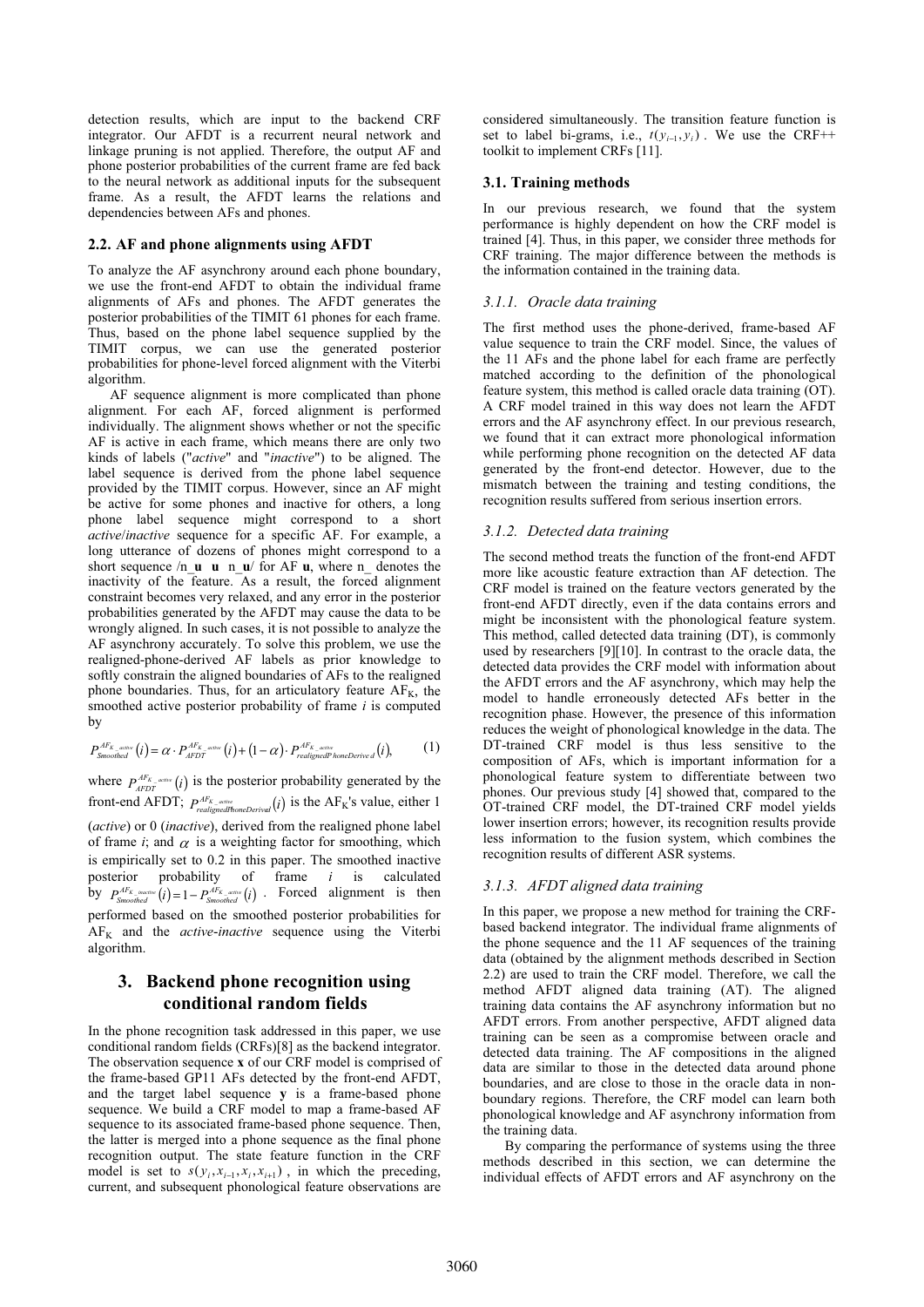detection results, which are input to the backend CRF integrator. Our AFDT is a recurrent neural network and linkage pruning is not applied. Therefore, the output AF and phone posterior probabilities of the current frame are fed back to the neural network as additional inputs for the subsequent frame. As a result, the AFDT learns the relations and dependencies between AFs and phones.

### 2.2. AF and phone alignments using AFDT

To analyze the AF asynchrony around each phone boundary, we use the front-end AFDT to obtain the individual frame alignments of AFs and phones. The AFDT generates the posterior probabilities of the TIMIT 61 phones for each frame. Thus, based on the phone label sequence supplied by the TIMIT corpus, we can use the generated posterior probabilities for phone-level forced alignment with the Viterbi algorithm.

AF sequence alignment is more complicated than phone alignment. For each AF, forced alignment is performed individually. The alignment shows whether or not the specific AF is active in each frame, which means there are only two kinds of labels ("*active*" and "*inactive*") to be aligned. The label sequence is derived from the phone label sequence provided by the TIMIT corpus. However, since an AF might be active for some phones and inactive for others, a long phone label sequence might correspond to a short *active*/*inactive* sequence for a specific AF. For example, a long utterance of dozens of phones might correspond to a short sequence /n_**u** **u** n_**u**/ for AF **u**, where n_ denotes the inactivity of the feature. As a result, the forced alignment constraint becomes very relaxed, and any error in the posterior probabilities generated by the AFDT may cause the data to be wrongly aligned. In such cases, it is not possible to analyze the AF asynchrony accurately. To solve this problem, we use the realigned-phone-derived AF labels as prior knowledge to softly constrain the aligned boundaries of AFs to the realigned phone boundaries. Thus, for an articulatory feature $AF_K$, the smoothed active posterior probability of frame $i$ is computed by

$$P_{Smoothed}^{AF_{K\_active}}(i) = \alpha \cdot P_{AFDT}^{AF_{K\_active}}(i) + (1-\alpha) \cdot P_{realignedPhoneDerived}^{AF_{K\_active}}(i), \qquad (1)$$

where $P_{AFDT}^{AF_{K\_active}}(i)$ is the posterior probability generated by the front-end AFDT; $P_{realignedPhoneDerival}^{AF_{K\_active}}(i)$ is the $AF_K$'s value, either 1 (*active*) or 0 (*inactive*), derived from the realigned phone label of frame $i$; and $\alpha$ is a weighting factor for smoothing, which is empirically set to 0.2 in this paper. The smoothed inactive posterior probability of frame $i$ is calculated by $P_{Smoothed}^{AF_{K\_inactive}}(i) = 1 - P_{Smoothed}^{AF_{K\_active}}(i)$. Forced alignment is then performed based on the smoothed posterior probabilities for $AF_K$ and the *active*-*inactive* sequence using the Viterbi algorithm.

## 3. Backend phone recognition using conditional random fields

In the phone recognition task addressed in this paper, we use conditional random fields (CRFs)[8] as the backend integrator. The observation sequence **x** of our CRF model is comprised of the frame-based GP11 AFs detected by the front-end AFDT, and the target label sequence **y** is a frame-based phone sequence. We build a CRF model to map a frame-based AF sequence to its associated frame-based phone sequence. Then, the latter is merged into a phone sequence as the final phone recognition output. The state feature function in the CRF model is set to $s(y_i, x_{i-1}, x_i, x_{i+1})$, in which the preceding, current, and subsequent phonological feature observations are considered simultaneously. The transition feature function is set to label bi-grams, i.e., $t(y_{i-1}, y_i)$. We use the CRF++ toolkit to implement CRFs [11].

### 3.1. Training methods

In our previous research, we found that the system performance is highly dependent on how the CRF model is trained [4]. Thus, in this paper, we consider three methods for CRF training. The major difference between the methods is the information contained in the training data.

#### 3.1.1. Oracle data training

The first method uses the phone-derived, frame-based AF value sequence to train the CRF model. Since, the values of the 11 AFs and the phone label for each frame are perfectly matched according to the definition of the phonological feature system, this method is called oracle data training (OT). A CRF model trained in this way does not learn the AFDT errors and the AF asynchrony effect. In our previous research, we found that it can extract more phonological information while performing phone recognition on the detected AF data generated by the front-end detector. However, due to the mismatch between the training and testing conditions, the recognition results suffered from serious insertion errors.

#### 3.1.2. Detected data training

The second method treats the function of the front-end AFDT more like acoustic feature extraction than AF detection. The CRF model is trained on the feature vectors generated by the front-end AFDT directly, even if the data contains errors and might be inconsistent with the phonological feature system. This method, called detected data training (DT), is commonly used by researchers [9][10]. In contrast to the oracle data, the detected data provides the CRF model with information about the AFDT errors and the AF asynchrony, which may help the model to handle erroneously detected AFs better in the recognition phase. However, the presence of this information reduces the weight of phonological knowledge in the data. The DT-trained CRF model is thus less sensitive to the composition of AFs, which is important information for a phonological feature system to differentiate between two phones. Our previous study [4] showed that, compared to the OT-trained CRF model, the DT-trained CRF model yields lower insertion errors; however, its recognition results provide less information to the fusion system, which combines the recognition results of different ASR systems.

#### 3.1.3. AFDT aligned data training

In this paper, we propose a new method for training the CRF-based backend integrator. The individual frame alignments of the phone sequence and the 11 AF sequences of the training data (obtained by the alignment methods described in Section 2.2) are used to train the CRF model. Therefore, we call the method AFDT aligned data training (AT). The aligned training data contains the AF asynchrony information but no AFDT errors. From another perspective, AFDT aligned data training can be seen as a compromise between oracle and detected data training. The AF compositions in the aligned data are similar to those in the detected data around phone boundaries, and are close to those in the oracle data in non-boundary regions. Therefore, the CRF model can learn both phonological knowledge and AF asynchrony information from the training data.

By comparing the performance of systems using the three methods described in this section, we can determine the individual effects of AFDT errors and AF asynchrony on the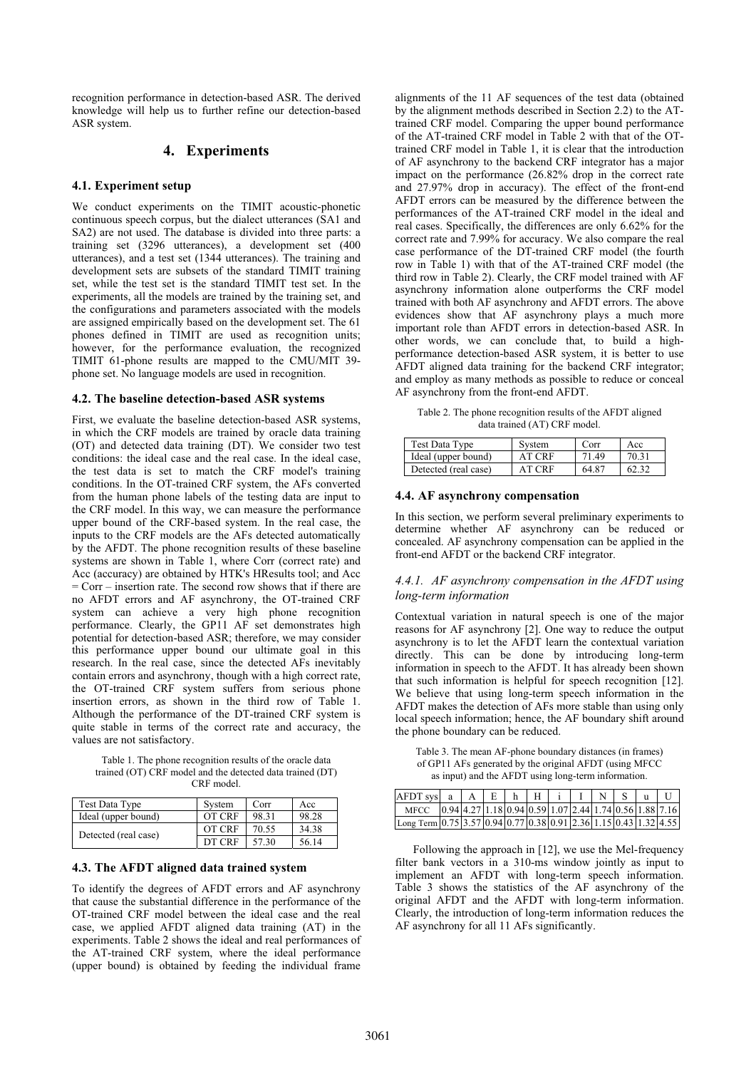recognition performance in detection-based ASR. The derived knowledge will help us to further refine our detection-based ASR system.

## 4. Experiments

### 4.1. Experiment setup

We conduct experiments on the TIMIT acoustic-phonetic continuous speech corpus, but the dialect utterances (SA1 and SA2) are not used. The database is divided into three parts: a training set (3296 utterances), a development set (400 utterances), and a test set (1344 utterances). The training and development sets are subsets of the standard TIMIT training set, while the test set is the standard TIMIT test set. In the experiments, all the models are trained by the training set, and the configurations and parameters associated with the models are assigned empirically based on the development set. The 61 phones defined in TIMIT are used as recognition units; however, for the performance evaluation, the recognized TIMIT 61-phone results are mapped to the CMU/MIT 39-phone set. No language models are used in recognition.

### 4.2. The baseline detection-based ASR systems

First, we evaluate the baseline detection-based ASR systems, in which the CRF models are trained by oracle data training (OT) and detected data training (DT). We consider two test conditions: the ideal case and the real case. In the ideal case, the test data is set to match the CRF model's training conditions. In the OT-trained CRF system, the AFs converted from the human phone labels of the testing data are input to the CRF model. In this way, we can measure the performance upper bound of the CRF-based system. In the real case, the inputs to the CRF models are the AFs detected automatically by the AFDT. The phone recognition results of these baseline systems are shown in Table 1, where Corr (correct rate) and Acc (accuracy) are obtained by HTK's HResults tool; and Acc = Corr – insertion rate. The second row shows that if there are no AFDT errors and AF asynchrony, the OT-trained CRF system can achieve a very high phone recognition performance. Clearly, the GP11 AF set demonstrates high potential for detection-based ASR; therefore, we may consider this performance upper bound our ultimate goal in this research. In the real case, since the detected AFs inevitably contain errors and asynchrony, though with a high correct rate, the OT-trained CRF system suffers from serious phone insertion errors, as shown in the third row of Table 1. Although the performance of the DT-trained CRF system is quite stable in terms of the correct rate and accuracy, the values are not satisfactory.

Table 1. The phone recognition results of the oracle data trained (OT) CRF model and the detected data trained (DT) CRF model.

| Test Data Type | System | Corr | Acc |
|---|---|---|---|
| Ideal (upper bound) | OT CRF | 98.31 | 98.28 |
| Detected (real case) | OT CRF | 70.55 | 34.38 |
| | DT CRF | 57.30 | 56.14 |

### 4.3. The AFDT aligned data trained system

To identify the degrees of AFDT errors and AF asynchrony that cause the substantial difference in the performance of the OT-trained CRF model between the ideal case and the real case, we applied AFDT aligned data training (AT) in the experiments. Table 2 shows the ideal and real performances of the AT-trained CRF system, where the ideal performance (upper bound) is obtained by feeding the individual frame alignments of the 11 AF sequences of the test data (obtained by the alignment methods described in Section 2.2) to the AT-trained CRF model. Comparing the upper bound performance of the AT-trained CRF model in Table 2 with that of the OT-trained CRF model in Table 1, it is clear that the introduction of AF asynchrony to the backend CRF integrator has a major impact on the performance (26.82% drop in the correct rate and 27.97% drop in accuracy). The effect of the front-end AFDT errors can be measured by the difference between the performances of the AT-trained CRF model in the ideal and real cases. Specifically, the differences are only 6.62% for the correct rate and 7.99% for accuracy. We also compare the real case performance of the DT-trained CRF model (the fourth row in Table 1) with that of the AT-trained CRF model (the third row in Table 2). Clearly, the CRF model trained with AF asynchrony information alone outperforms the CRF model trained with both AF asynchrony and AFDT errors. The above evidences show that AF asynchrony plays a much more important role than AFDT errors in detection-based ASR. In other words, we can conclude that, to build a high-performance detection-based ASR system, it is better to use AFDT aligned data training for the backend CRF integrator; and employ as many methods as possible to reduce or conceal AF asynchrony from the front-end AFDT.

Table 2. The phone recognition results of the AFDT aligned data trained (AT) CRF model.

| Test Data Type | System | Corr | Acc |
|---|---|---|---|
| Ideal (upper bound) | AT CRF | 71.49 | 70.31 |
| Detected (real case) | AT CRF | 64.87 | 62.32 |

### 4.4. AF asynchrony compensation

In this section, we perform several preliminary experiments to determine whether AF asynchrony can be reduced or concealed. AF asynchrony compensation can be applied in the front-end AFDT or the backend CRF integrator.

#### *4.4.1. AF asynchrony compensation in the AFDT using long-term information*

Contextual variation in natural speech is one of the major reasons for AF asynchrony [2]. One way to reduce the output asynchrony is to let the AFDT learn the contextual variation directly. This can be done by introducing long-term information in speech to the AFDT. It has already been shown that such information is helpful for speech recognition [12]. We believe that using long-term speech information in the AFDT makes the detection of AFs more stable than using only local speech information; hence, the AF boundary shift around the phone boundary can be reduced.

Table 3. The mean AF-phone boundary distances (in frames) of GP11 AFs generated by the original AFDT (using MFCC as input) and the AFDT using long-term information.

| AFDT sys | a | A | E | h | H | i | I | N | S | u | U |
|---|---|---|---|---|---|---|---|---|---|---|---|
| MFCC | 0.94 | 4.27 | 1.18 | 0.94 | 0.59 | 1.07 | 2.44 | 1.74 | 0.56 | 1.88 | 7.16 |
| Long Term | 0.75 | 3.57 | 0.94 | 0.77 | 0.38 | 0.91 | 2.36 | 1.15 | 0.43 | 1.32 | 4.55 |

Following the approach in [12], we use the Mel-frequency filter bank vectors in a 310-ms window jointly as input to implement an AFDT with long-term speech information. Table 3 shows the statistics of the AF asynchrony of the original AFDT and the AFDT with long-term information. Clearly, the introduction of long-term information reduces the AF asynchrony for all 11 AFs significantly.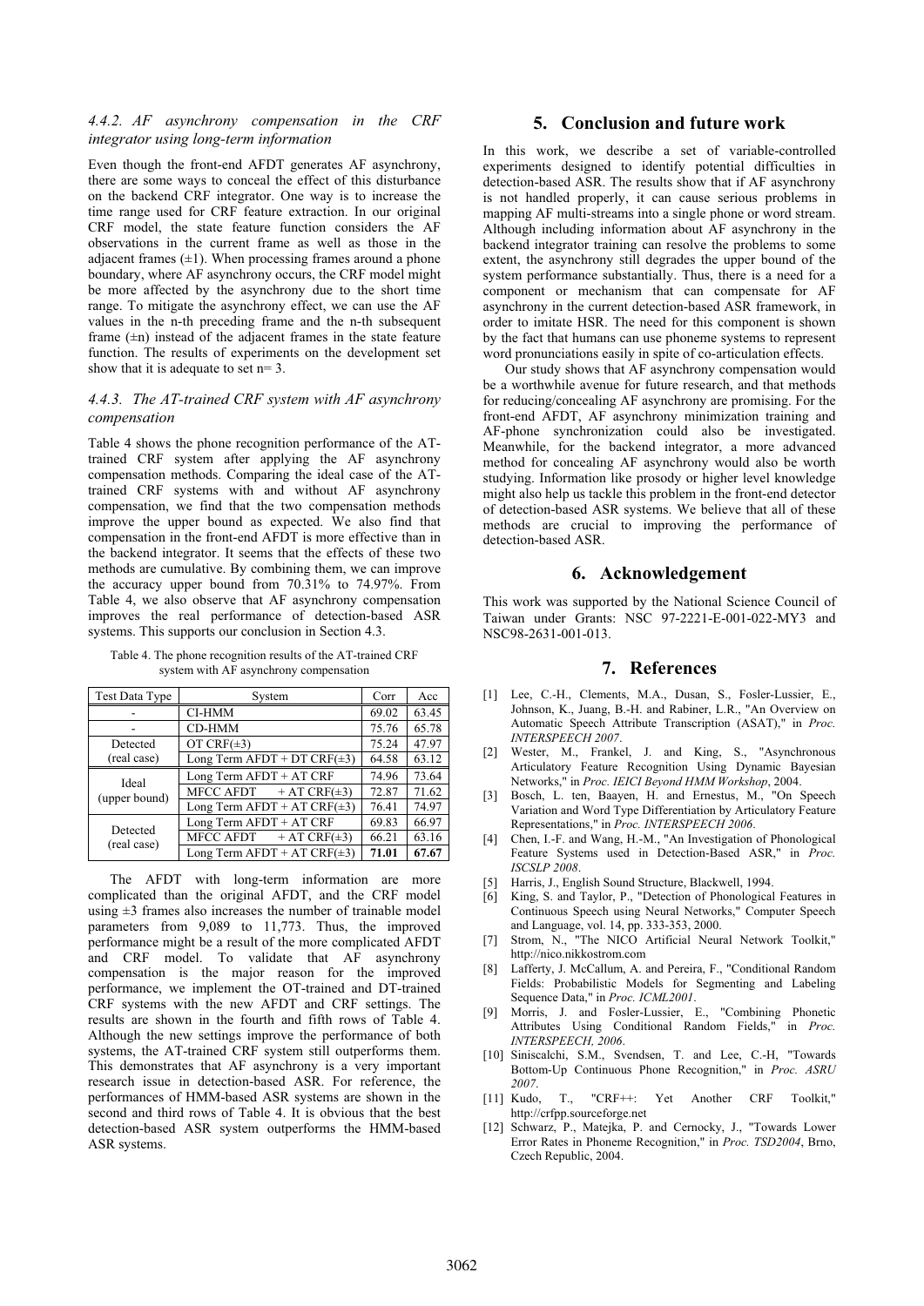#### 4.4.2. AF asynchrony compensation in the CRF integrator using long-term information

Even though the front-end AFDT generates AF asynchrony, there are some ways to conceal the effect of this disturbance on the backend CRF integrator. One way is to increase the time range used for CRF feature extraction. In our original CRF model, the state feature function considers the AF observations in the current frame as well as those in the adjacent frames (±1). When processing frames around a phone boundary, where AF asynchrony occurs, the CRF model might be more affected by the asynchrony due to the short time range. To mitigate the asynchrony effect, we can use the AF values in the n-th preceding frame and the n-th subsequent frame (±n) instead of the adjacent frames in the state feature function. The results of experiments on the development set show that it is adequate to set n= 3.

#### 4.4.3. The AT-trained CRF system with AF asynchrony compensation

Table 4 shows the phone recognition performance of the AT-trained CRF system after applying the AF asynchrony compensation methods. Comparing the ideal case of the AT-trained CRF systems with and without AF asynchrony compensation, we find that the two compensation methods improve the upper bound as expected. We also find that compensation in the front-end AFDT is more effective than in the backend integrator. It seems that the effects of these two methods are cumulative. By combining them, we can improve the accuracy upper bound from 70.31% to 74.97%. From Table 4, we also observe that AF asynchrony compensation improves the real performance of detection-based ASR systems. This supports our conclusion in Section 4.3.

Table 4. The phone recognition results of the AT-trained CRF system with AF asynchrony compensation

| Test Data Type | System | Corr | Acc |
|---|---|---|---|
| - | CI-HMM | 69.02 | 63.45 |
| - | CD-HMM | 75.76 | 65.78 |
| Detected (real case) | OT CRF(±3) | 75.24 | 47.97 |
| | Long Term AFDT + DT CRF(±3) | 64.58 | 63.12 |
| Ideal (upper bound) | Long Term AFDT + AT CRF | 74.96 | 73.64 |
| | MFCC AFDT + AT CRF(±3) | 72.87 | 71.62 |
| | Long Term AFDT + AT CRF(±3) | 76.41 | 74.97 |
| Detected (real case) | Long Term AFDT + AT CRF | 69.83 | 66.97 |
| | MFCC AFDT + AT CRF(±3) | 66.21 | 63.16 |
| | Long Term AFDT + AT CRF(±3) | **71.01** | **67.67** |

The AFDT with long-term information are more complicated than the original AFDT, and the CRF model using ±3 frames also increases the number of trainable model parameters from 9,089 to 11,773. Thus, the improved performance might be a result of the more complicated AFDT and CRF model. To validate that AF asynchrony compensation is the major reason for the improved performance, we implement the OT-trained and DT-trained CRF systems with the new AFDT and CRF settings. The results are shown in the fourth and fifth rows of Table 4. Although the new settings improve the performance of both systems, the AT-trained CRF system still outperforms them. This demonstrates that AF asynchrony is a very important research issue in detection-based ASR. For reference, the performances of HMM-based ASR systems are shown in the second and third rows of Table 4. It is obvious that the best detection-based ASR system outperforms the HMM-based ASR systems.

## 5. Conclusion and future work

In this work, we describe a set of variable-controlled experiments designed to identify potential difficulties in detection-based ASR. The results show that if AF asynchrony is not handled properly, it can cause serious problems in mapping AF multi-streams into a single phone or word stream. Although including information about AF asynchrony in the backend integrator training can resolve the problems to some extent, the asynchrony still degrades the upper bound of the system performance substantially. Thus, there is a need for a component or mechanism that can compensate for AF asynchrony in the current detection-based ASR framework, in order to imitate HSR. The need for this component is shown by the fact that humans can use phoneme systems to represent word pronunciations easily in spite of co-articulation effects.

Our study shows that AF asynchrony compensation would be a worthwhile avenue for future research, and that methods for reducing/concealing AF asynchrony are promising. For the front-end AFDT, AF asynchrony minimization training and AF-phone synchronization could also be investigated. Meanwhile, for the backend integrator, a more advanced method for concealing AF asynchrony would also be worth studying. Information like prosody or higher level knowledge might also help us tackle this problem in the front-end detector of detection-based ASR systems. We believe that all of these methods are crucial to improving the performance of detection-based ASR.

## 6. Acknowledgement

This work was supported by the National Science Council of Taiwan under Grants: NSC 97-2221-E-001-022-MY3 and NSC98-2631-001-013.

## 7. References

[1] Lee, C.-H., Clements, M.A., Dusan, S., Fosler-Lussier, E., Johnson, K., Juang, B.-H. and Rabiner, L.R., "An Overview on Automatic Speech Attribute Transcription (ASAT)," in *Proc. INTERSPEECH 2007*.

[2] Wester, M., Frankel, J. and King, S., "Asynchronous Articulatory Feature Recognition Using Dynamic Bayesian Networks," in *Proc. IEICI Beyond HMM Workshop*, 2004.

[3] Bosch, L. ten, Baayen, H. and Ernestus, M., "On Speech Variation and Word Type Differentiation by Articulatory Feature Representations," in *Proc. INTERSPEECH 2006*.

[4] Chen, I.-F. and Wang, H.-M., "An Investigation of Phonological Feature Systems used in Detection-Based ASR," in *Proc. ISCSLP 2008*.

[5] Harris, J., English Sound Structure, Blackwell, 1994.

[6] King, S. and Taylor, P., "Detection of Phonological Features in Continuous Speech using Neural Networks," Computer Speech and Language, vol. 14, pp. 333-353, 2000.

[7] Strom, N., "The NICO Artificial Neural Network Toolkit," http://nico.nikkostrom.com

[8] Lafferty, J. McCallum, A. and Pereira, F., "Conditional Random Fields: Probabilistic Models for Segmenting and Labeling Sequence Data," in *Proc. ICML2001*.

[9] Morris, J. and Fosler-Lussier, E., "Combining Phonetic Attributes Using Conditional Random Fields," in *Proc. INTERSPEECH, 2006*.

[10] Siniscalchi, S.M., Svendsen, T. and Lee, C.-H, "Towards Bottom-Up Continuous Phone Recognition," in *Proc. ASRU 2007*.

[11] Kudo, T., "CRF++: Yet Another CRF Toolkit," http://crfpp.sourceforge.net

[12] Schwarz, P., Matejka, P. and Cernocky, J., "Towards Lower Error Rates in Phoneme Recognition," in *Proc. TSD2004*, Brno, Czech Republic, 2004.